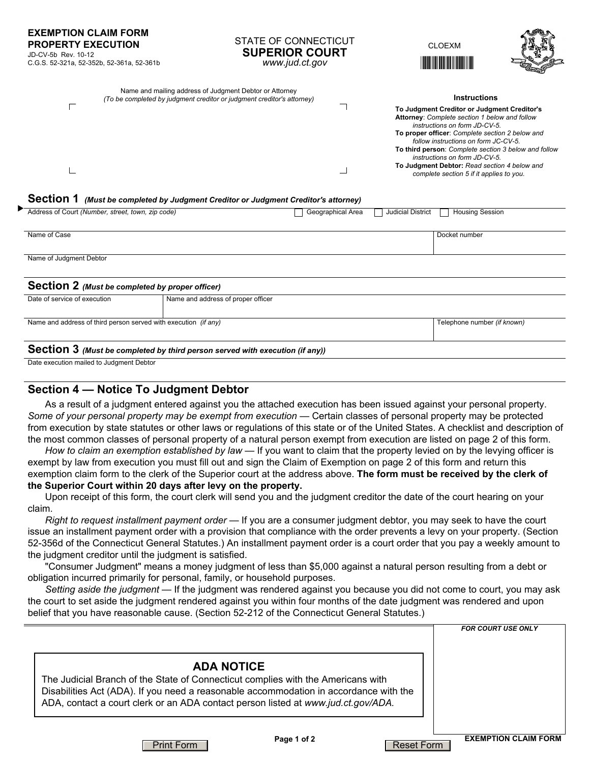**EXEMPTION CLAIM FORM**
**PROPERTY EXECUTION**
JD-CV-5b Rev. 10-12
C.G.S. 52-321a, 52-352b, 52-361a, 52-361b

STATE OF CONNECTICUT
**SUPERIOR COURT**
*www.jud.ct.gov*

CLOEXM

Name and mailing address of Judgment Debtor or Attorney
*(To be completed by judgment creditor or judgment creditor's attorney)*

**Instructions**

**To Judgment Creditor or Judgment Creditor's Attorney**: *Complete section 1 below and follow instructions on form JD-CV-5.*
**To proper officer**: *Complete section 2 below and follow instructions on form JC-CV-5.*
**To third person**: *Complete section 3 below and follow instructions on form JD-CV-5.*
**To Judgment Debtor:** *Read section 4 below and complete section 5 if it applies to you.*

## Section 1 *(Must be completed by Judgment Creditor or Judgment Creditor's attorney)*

Address of Court *(Number, street, town, zip code)* ☐ Geographical Area ☐ Judicial District ☐ Housing Session

Name of Case | Docket number

Name of Judgment Debtor

## Section 2 *(Must be completed by proper officer)*

Date of service of execution | Name and address of proper officer

Name and address of third person served with execution *(if any)* | Telephone number *(if known)*

## Section 3 *(Must be completed by third person served with execution (if any))*

Date execution mailed to Judgment Debtor

## Section 4 — Notice To Judgment Debtor

As a result of a judgment entered against you the attached execution has been issued against your personal property. *Some of your personal property may be exempt from execution* — Certain classes of personal property may be protected from execution by state statutes or other laws or regulations of this state or of the United States. A checklist and description of the most common classes of personal property of a natural person exempt from execution are listed on page 2 of this form.

*How to claim an exemption established by law* — If you want to claim that the property levied on by the levying officer is exempt by law from execution you must fill out and sign the Claim of Exemption on page 2 of this form and return this exemption claim form to the clerk of the Superior court at the address above. **The form must be received by the clerk of the Superior Court within 20 days after levy on the property.**

Upon receipt of this form, the court clerk will send you and the judgment creditor the date of the court hearing on your claim.

*Right to request installment payment order* — If you are a consumer judgment debtor, you may seek to have the court issue an installment payment order with a provision that compliance with the order prevents a levy on your property. (Section 52-356d of the Connecticut General Statutes.) An installment payment order is a court order that you pay a weekly amount to the judgment creditor until the judgment is satisfied.

"Consumer Judgment" means a money judgment of less than $5,000 against a natural person resulting from a debt or obligation incurred primarily for personal, family, or household purposes.

*Setting aside the judgment* — If the judgment was rendered against you because you did not come to court, you may ask the court to set aside the judgment rendered against you within four months of the date judgment was rendered and upon belief that you have reasonable cause. (Section 52-212 of the Connecticut General Statutes.)

*FOR COURT USE ONLY*

### ADA NOTICE

The Judicial Branch of the State of Connecticut complies with the Americans with Disabilities Act (ADA). If you need a reasonable accommodation in accordance with the ADA, contact a court clerk or an ADA contact person listed at *www.jud.ct.gov/ADA.*

EXEMPTION CLAIM FORM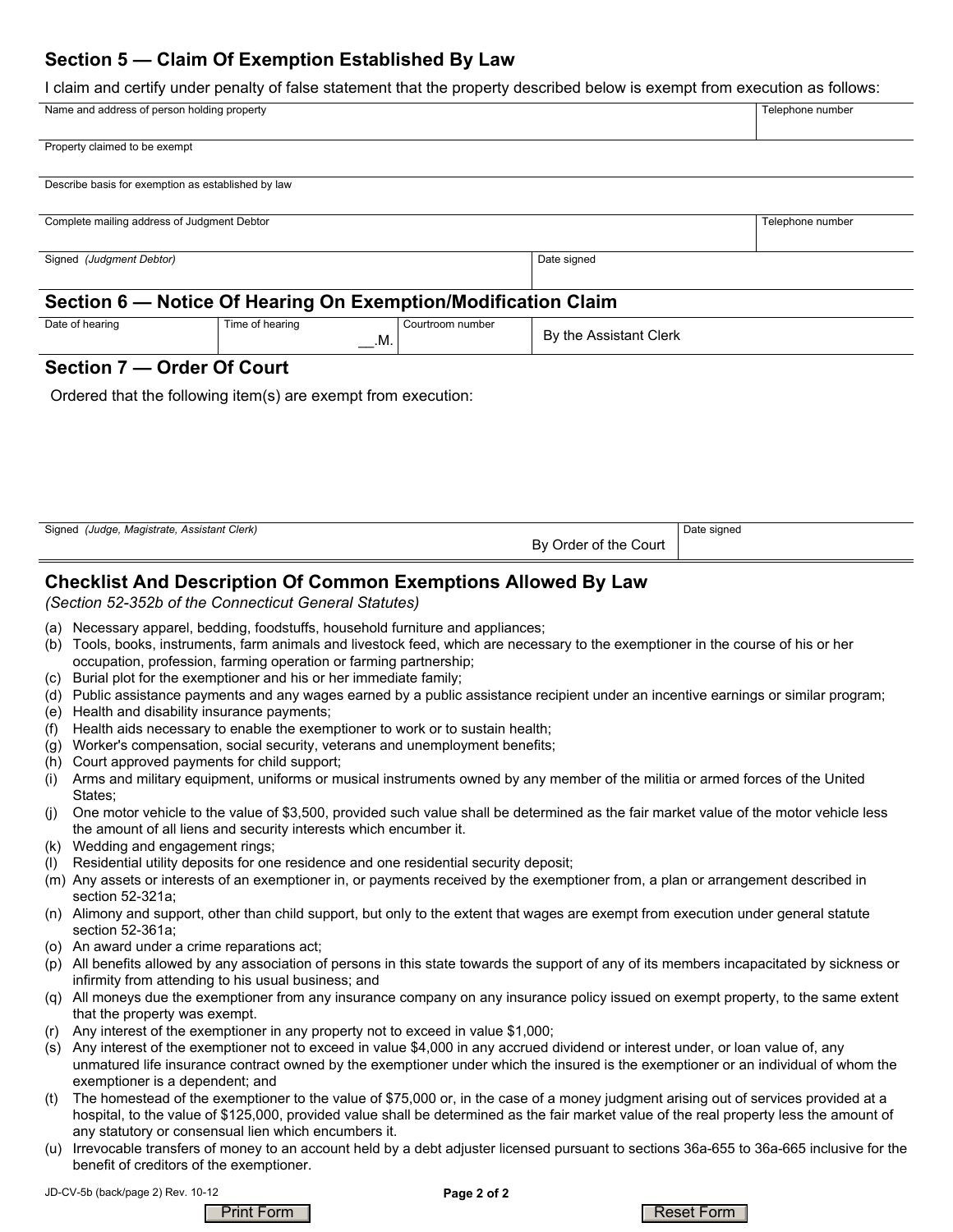## Section 5 — Claim Of Exemption Established By Law

I claim and certify under penalty of false statement that the property described below is exempt from execution as follows:

| Name and address of person holding property | Telephone number |
|---|---|
| | |

| Property claimed to be exempt |
|---|
| |

| Describe basis for exemption as established by law |
|---|
| |

| Complete mailing address of Judgment Debtor | Telephone number |
|---|---|
| | |

| Signed *(Judgment Debtor)* | Date signed |
|---|---|
| | |

## Section 6 — Notice Of Hearing On Exemption/Modification Claim

| Date of hearing | Time of hearing | Courtroom number | |
|---|---|---|---|
| | __.M. | | By the Assistant Clerk |

## Section 7 — Order Of Court

Ordered that the following item(s) are exempt from execution:

| Signed *(Judge, Magistrate, Assistant Clerk)* | Date signed |
|---|---|
| By Order of the Court | |

## Checklist And Description Of Common Exemptions Allowed By Law

*(Section 52-352b of the Connecticut General Statutes)*

(a) Necessary apparel, bedding, foodstuffs, household furniture and appliances;
(b) Tools, books, instruments, farm animals and livestock feed, which are necessary to the exemptioner in the course of his or her occupation, profession, farming operation or farming partnership;
(c) Burial plot for the exemptioner and his or her immediate family;
(d) Public assistance payments and any wages earned by a public assistance recipient under an incentive earnings or similar program;
(e) Health and disability insurance payments;
(f) Health aids necessary to enable the exemptioner to work or to sustain health;
(g) Worker's compensation, social security, veterans and unemployment benefits;
(h) Court approved payments for child support;
(i) Arms and military equipment, uniforms or musical instruments owned by any member of the militia or armed forces of the United States;
(j) One motor vehicle to the value of $3,500, provided such value shall be determined as the fair market value of the motor vehicle less the amount of all liens and security interests which encumber it.
(k) Wedding and engagement rings;
(l) Residential utility deposits for one residence and one residential security deposit;
(m) Any assets or interests of an exemptioner in, or payments received by the exemptioner from, a plan or arrangement described in section 52-321a;
(n) Alimony and support, other than child support, but only to the extent that wages are exempt from execution under general statute section 52-361a;
(o) An award under a crime reparations act;
(p) All benefits allowed by any association of persons in this state towards the support of any of its members incapacitated by sickness or infirmity from attending to his usual business; and
(q) All moneys due the exemptioner from any insurance company on any insurance policy issued on exempt property, to the same extent that the property was exempt.
(r) Any interest of the exemptioner in any property not to exceed in value $1,000;
(s) Any interest of the exemptioner not to exceed in value $4,000 in any accrued dividend or interest under, or loan value of, any unmatured life insurance contract owned by the exemptioner under which the insured is the exemptioner or an individual of whom the exemptioner is a dependent; and
(t) The homestead of the exemptioner to the value of $75,000 or, in the case of a money judgment arising out of services provided at a hospital, to the value of $125,000, provided value shall be determined as the fair market value of the real property less the amount of any statutory or consensual lien which encumbers it.
(u) Irrevocable transfers of money to an account held by a debt adjuster licensed pursuant to sections 36a-655 to 36a-665 inclusive for the benefit of creditors of the exemptioner.

JD-CV-5b (back/page 2) Rev. 10-12